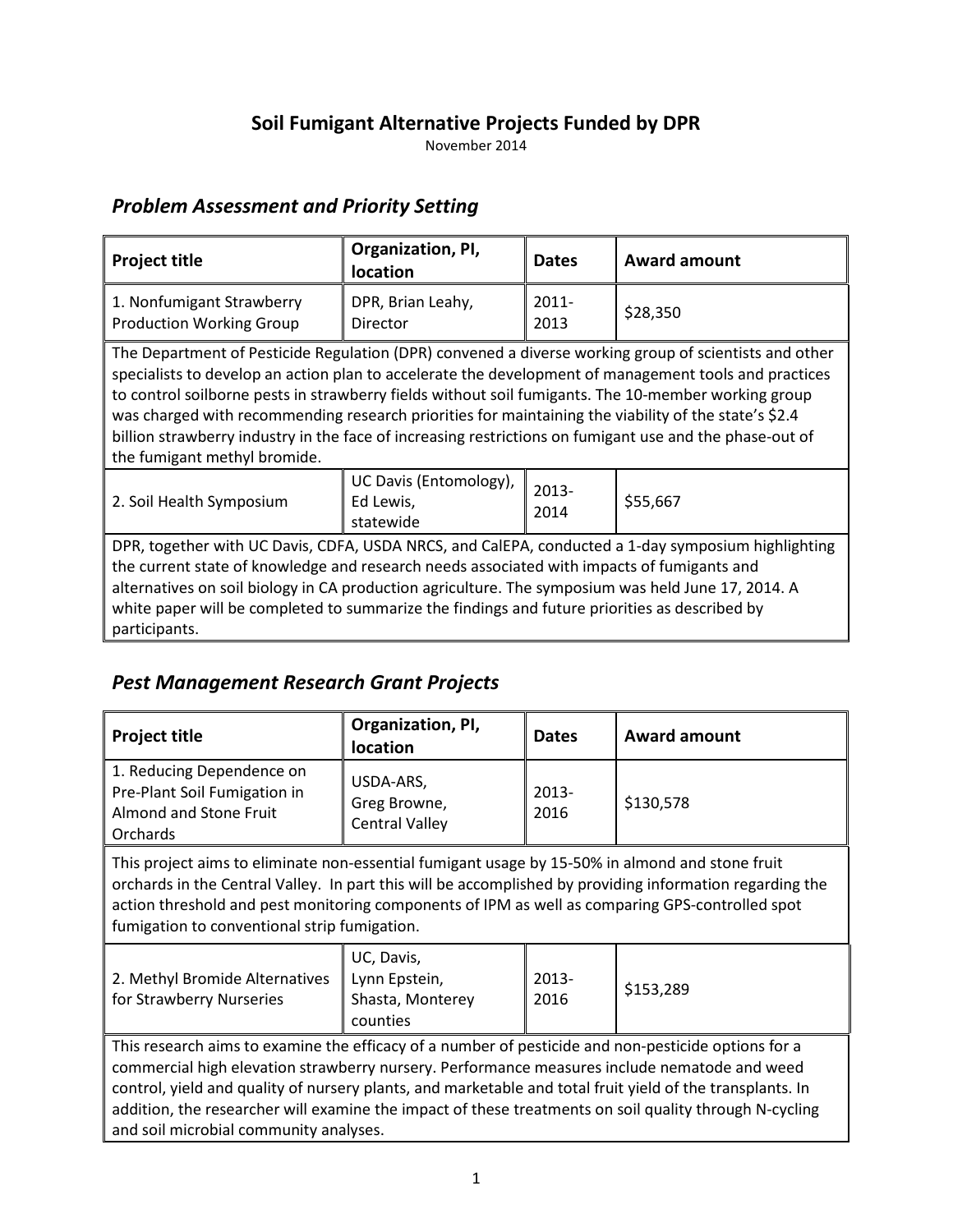# Soil Fumigant Alternative Projects Funded by DPR

November 2014

## *Problem Assessment and Priority Setting*

| Project title | Organization, PI, location | Dates | Award amount |
|---|---|---|---|
| 1. Nonfumigant Strawberry Production Working Group | DPR, Brian Leahy, Director | 2011-2013 | $28,350 |
| The Department of Pesticide Regulation (DPR) convened a diverse working group of scientists and other specialists to develop an action plan to accelerate the development of management tools and practices to control soilborne pests in strawberry fields without soil fumigants. The 10-member working group was charged with recommending research priorities for maintaining the viability of the state's $2.4 billion strawberry industry in the face of increasing restrictions on fumigant use and the phase-out of the fumigant methyl bromide. | | | |
| 2. Soil Health Symposium | UC Davis (Entomology), Ed Lewis, statewide | 2013-2014 | $55,667 |
| DPR, together with UC Davis, CDFA, USDA NRCS, and CalEPA, conducted a 1-day symposium highlighting the current state of knowledge and research needs associated with impacts of fumigants and alternatives on soil biology in CA production agriculture. The symposium was held June 17, 2014. A white paper will be completed to summarize the findings and future priorities as described by participants. | | | |

## *Pest Management Research Grant Projects*

| Project title | Organization, PI, location | Dates | Award amount |
|---|---|---|---|
| 1. Reducing Dependence on Pre-Plant Soil Fumigation in Almond and Stone Fruit Orchards | USDA-ARS, Greg Browne, Central Valley | 2013-2016 | $130,578 |
| This project aims to eliminate non-essential fumigant usage by 15-50% in almond and stone fruit orchards in the Central Valley. In part this will be accomplished by providing information regarding the action threshold and pest monitoring components of IPM as well as comparing GPS-controlled spot fumigation to conventional strip fumigation. | | | |
| 2. Methyl Bromide Alternatives for Strawberry Nurseries | UC, Davis, Lynn Epstein, Shasta, Monterey counties | 2013-2016 | $153,289 |
| This research aims to examine the efficacy of a number of pesticide and non-pesticide options for a commercial high elevation strawberry nursery. Performance measures include nematode and weed control, yield and quality of nursery plants, and marketable and total fruit yield of the transplants. In addition, the researcher will examine the impact of these treatments on soil quality through N-cycling and soil microbial community analyses. | | | |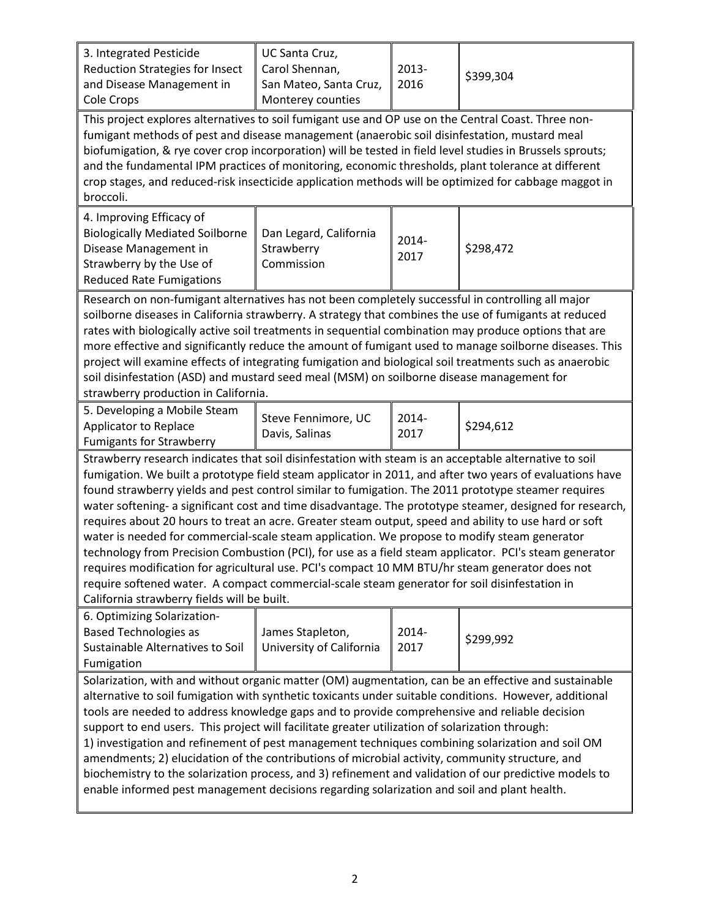| | | | |
|---|---|---|---|
| 3. Integrated Pesticide Reduction Strategies for Insect and Disease Management in Cole Crops | UC Santa Cruz, Carol Shennan, San Mateo, Santa Cruz, Monterey counties | 2013-2016 | \$399,304 |

This project explores alternatives to soil fumigant use and OP use on the Central Coast. Three non-fumigant methods of pest and disease management (anaerobic soil disinfestation, mustard meal biofumigation, & rye cover crop incorporation) will be tested in field level studies in Brussels sprouts; and the fundamental IPM practices of monitoring, economic thresholds, plant tolerance at different crop stages, and reduced-risk insecticide application methods will be optimized for cabbage maggot in broccoli.

| | | | |
|---|---|---|---|
| 4. Improving Efficacy of Biologically Mediated Soilborne Disease Management in Strawberry by the Use of Reduced Rate Fumigations | Dan Legard, California Strawberry Commission | 2014-2017 | \$298,472 |

Research on non-fumigant alternatives has not been completely successful in controlling all major soilborne diseases in California strawberry. A strategy that combines the use of fumigants at reduced rates with biologically active soil treatments in sequential combination may produce options that are more effective and significantly reduce the amount of fumigant used to manage soilborne diseases. This project will examine effects of integrating fumigation and biological soil treatments such as anaerobic soil disinfestation (ASD) and mustard seed meal (MSM) on soilborne disease management for strawberry production in California.

| | | | |
|---|---|---|---|
| 5. Developing a Mobile Steam Applicator to Replace Fumigants for Strawberry | Steve Fennimore, UC Davis, Salinas | 2014-2017 | \$294,612 |

Strawberry research indicates that soil disinfestation with steam is an acceptable alternative to soil fumigation. We built a prototype field steam applicator in 2011, and after two years of evaluations have found strawberry yields and pest control similar to fumigation. The 2011 prototype steamer requires water softening- a significant cost and time disadvantage. The prototype steamer, designed for research, requires about 20 hours to treat an acre. Greater steam output, speed and ability to use hard or soft water is needed for commercial-scale steam application. We propose to modify steam generator technology from Precision Combustion (PCI), for use as a field steam applicator. PCI's steam generator requires modification for agricultural use. PCI's compact 10 MM BTU/hr steam generator does not require softened water. A compact commercial-scale steam generator for soil disinfestation in California strawberry fields will be built.

| | | | |
|---|---|---|---|
| 6. Optimizing Solarization-Based Technologies as Sustainable Alternatives to Soil Fumigation | James Stapleton, University of California | 2014-2017 | \$299,992 |

Solarization, with and without organic matter (OM) augmentation, can be an effective and sustainable alternative to soil fumigation with synthetic toxicants under suitable conditions. However, additional tools are needed to address knowledge gaps and to provide comprehensive and reliable decision support to end users. This project will facilitate greater utilization of solarization through:
1) investigation and refinement of pest management techniques combining solarization and soil OM amendments; 2) elucidation of the contributions of microbial activity, community structure, and biochemistry to the solarization process, and 3) refinement and validation of our predictive models to enable informed pest management decisions regarding solarization and soil and plant health.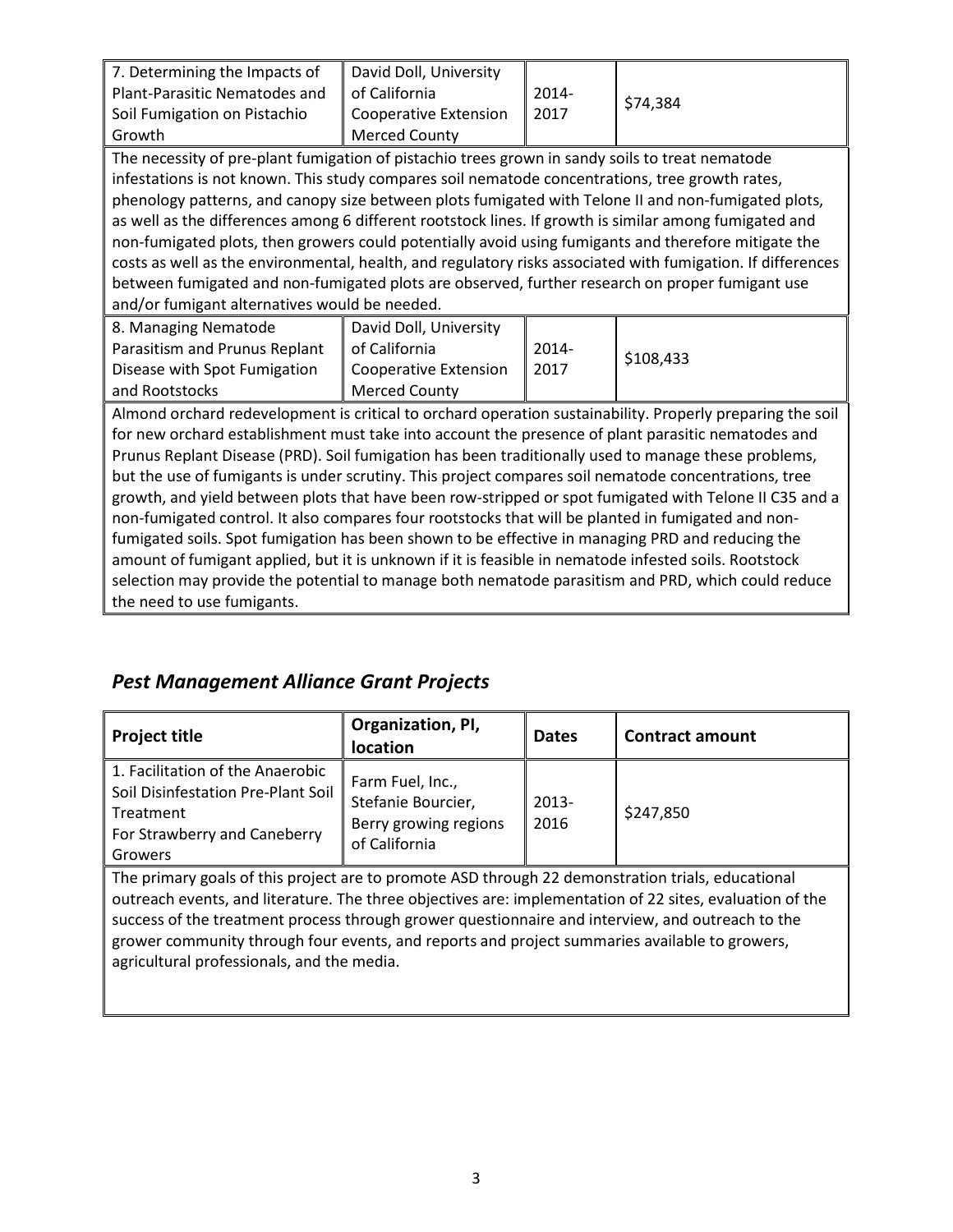| | | | |
|---|---|---|---|
| 7. Determining the Impacts of Plant-Parasitic Nematodes and Soil Fumigation on Pistachio Growth | David Doll, University of California Cooperative Extension Merced County | 2014-2017 | $74,384 |

The necessity of pre-plant fumigation of pistachio trees grown in sandy soils to treat nematode infestations is not known. This study compares soil nematode concentrations, tree growth rates, phenology patterns, and canopy size between plots fumigated with Telone II and non-fumigated plots, as well as the differences among 6 different rootstock lines. If growth is similar among fumigated and non-fumigated plots, then growers could potentially avoid using fumigants and therefore mitigate the costs as well as the environmental, health, and regulatory risks associated with fumigation. If differences between fumigated and non-fumigated plots are observed, further research on proper fumigant use and/or fumigant alternatives would be needed.

| | | | |
|---|---|---|---|
| 8. Managing Nematode Parasitism and Prunus Replant Disease with Spot Fumigation and Rootstocks | David Doll, University of California Cooperative Extension Merced County | 2014-2017 | $108,433 |

Almond orchard redevelopment is critical to orchard operation sustainability. Properly preparing the soil for new orchard establishment must take into account the presence of plant parasitic nematodes and Prunus Replant Disease (PRD). Soil fumigation has been traditionally used to manage these problems, but the use of fumigants is under scrutiny. This project compares soil nematode concentrations, tree growth, and yield between plots that have been row-stripped or spot fumigated with Telone II C35 and a non-fumigated control. It also compares four rootstocks that will be planted in fumigated and non-fumigated soils. Spot fumigation has been shown to be effective in managing PRD and reducing the amount of fumigant applied, but it is unknown if it is feasible in nematode infested soils. Rootstock selection may provide the potential to manage both nematode parasitism and PRD, which could reduce the need to use fumigants.

## *Pest Management Alliance Grant Projects*

| Project title | Organization, PI, location | Dates | Contract amount |
|---|---|---|---|
| 1. Facilitation of the Anaerobic Soil Disinfestation Pre-Plant Soil Treatment For Strawberry and Caneberry Growers | Farm Fuel, Inc., Stefanie Bourcier, Berry growing regions of California | 2013-2016 | $247,850 |

The primary goals of this project are to promote ASD through 22 demonstration trials, educational outreach events, and literature. The three objectives are: implementation of 22 sites, evaluation of the success of the treatment process through grower questionnaire and interview, and outreach to the grower community through four events, and reports and project summaries available to growers, agricultural professionals, and the media.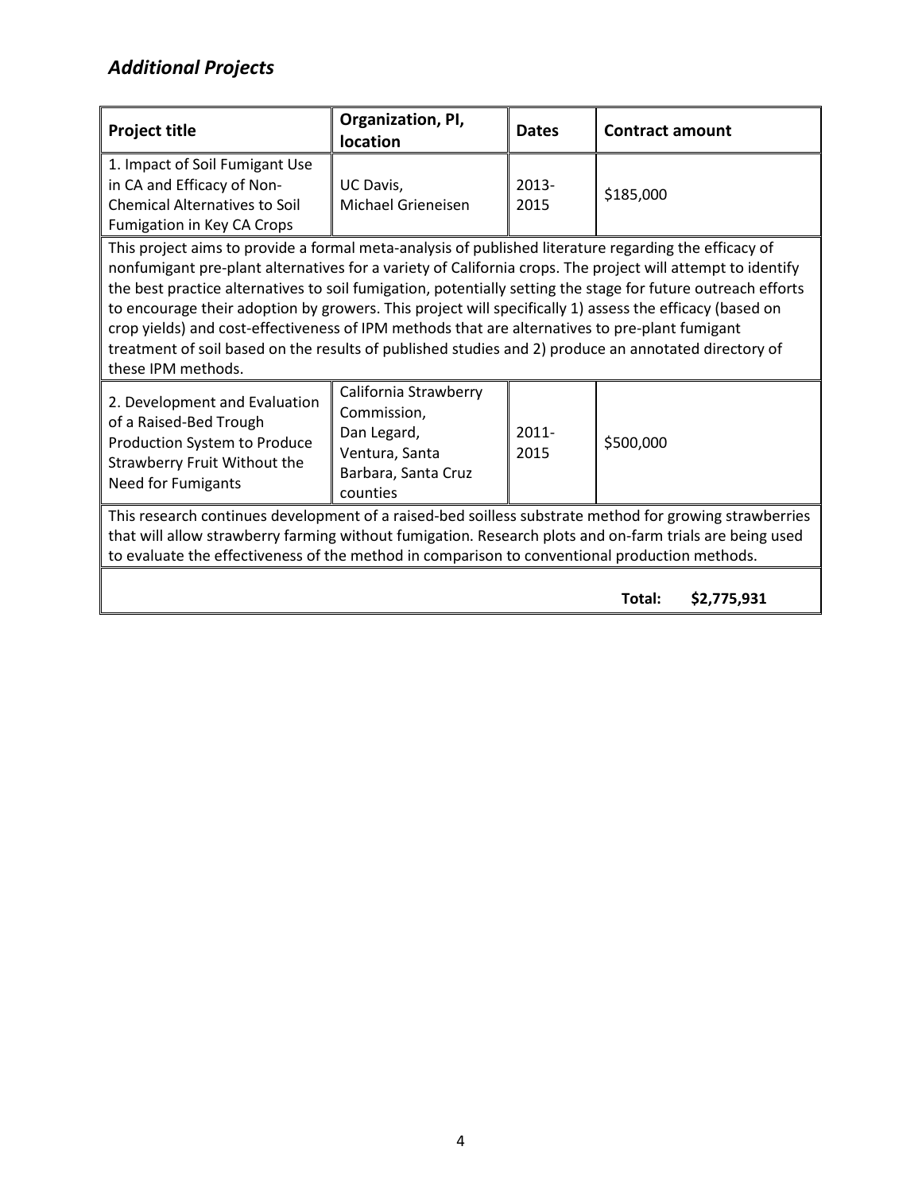## *Additional Projects*

| Project title | Organization, PI, location | Dates | Contract amount |
|---|---|---|---|
| 1. Impact of Soil Fumigant Use in CA and Efficacy of Non-Chemical Alternatives to Soil Fumigation in Key CA Crops | UC Davis, Michael Grieneisen | 2013-2015 | \$185,000 |
| This project aims to provide a formal meta-analysis of published literature regarding the efficacy of nonfumigant pre-plant alternatives for a variety of California crops. The project will attempt to identify the best practice alternatives to soil fumigation, potentially setting the stage for future outreach efforts to encourage their adoption by growers. This project will specifically 1) assess the efficacy (based on crop yields) and cost-effectiveness of IPM methods that are alternatives to pre-plant fumigant treatment of soil based on the results of published studies and 2) produce an annotated directory of these IPM methods. | | | |
| 2. Development and Evaluation of a Raised-Bed Trough Production System to Produce Strawberry Fruit Without the Need for Fumigants | California Strawberry Commission, Dan Legard, Ventura, Santa Barbara, Santa Cruz counties | 2011-2015 | \$500,000 |
| This research continues development of a raised-bed soilless substrate method for growing strawberries that will allow strawberry farming without fumigation. Research plots and on-farm trials are being used to evaluate the effectiveness of the method in comparison to conventional production methods. | | | |
| | | | **Total: \$2,775,931** |